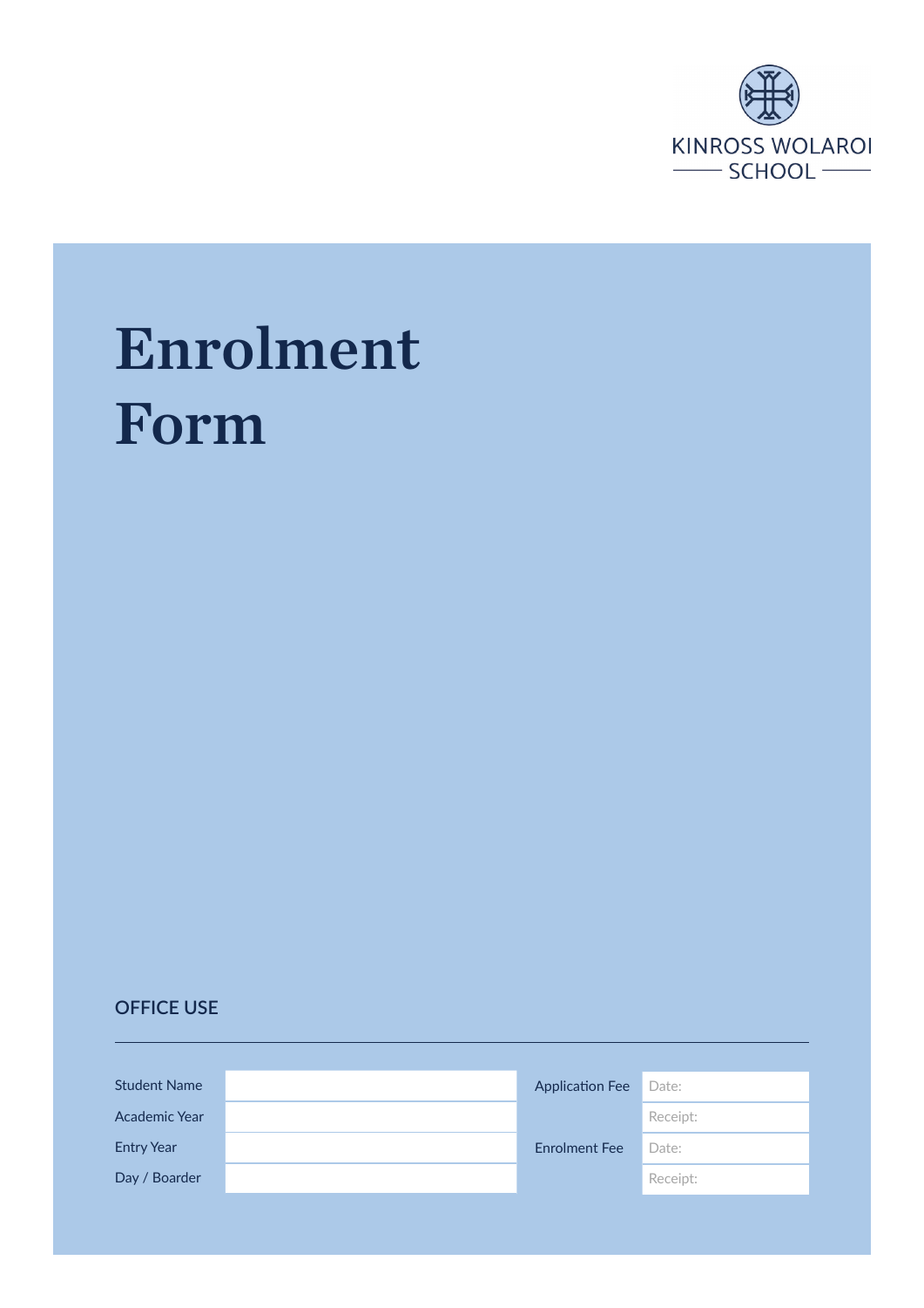KINROSS WOLAROI SCHOOL

# Enrolment Form

## OFFICE USE

| | | | | |
|---|---|---|---|---|
| Student Name | | | Application Fee | Date: |
| Academic Year | | | | Receipt: |
| Entry Year | | | Enrolment Fee | Date: |
| Day / Boarder | | | | Receipt: |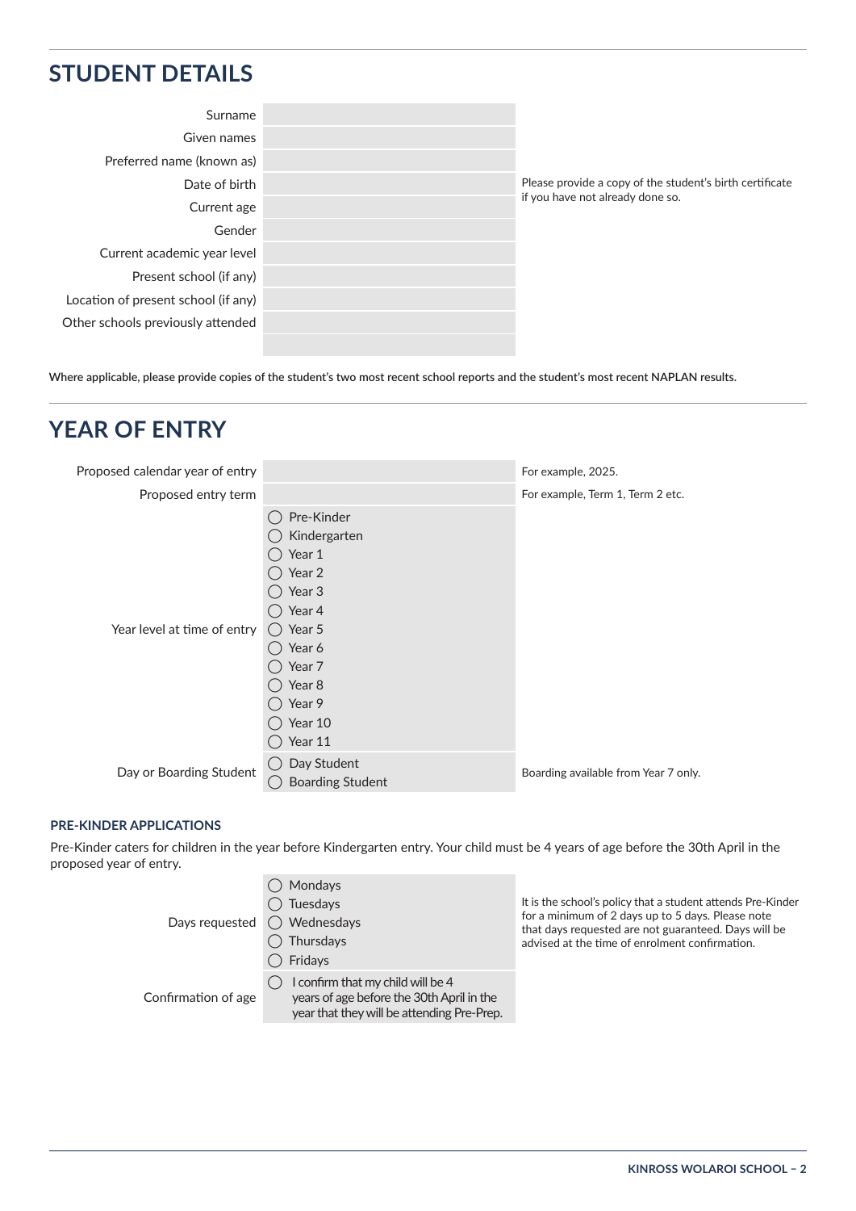## STUDENT DETAILS

| | | |
|---|---|---|
| Surname | | |
| Given names | | |
| Preferred name (known as) | | |
| Date of birth | | Please provide a copy of the student's birth certificate if you have not already done so. |
| Current age | | |
| Gender | | |
| Current academic year level | | |
| Present school (if any) | | |
| Location of present school (if any) | | |
| Other schools previously attended | | |

**Where applicable, please provide copies of the student's two most recent school reports and the student's most recent NAPLAN results.**

## YEAR OF ENTRY

| | | |
|---|---|---|
| Proposed calendar year of entry | | For example, 2025. |
| Proposed entry term | | For example, Term 1, Term 2 etc. |
| Year level at time of entry | ◯ Pre-Kinder<br>◯ Kindergarten<br>◯ Year 1<br>◯ Year 2<br>◯ Year 3<br>◯ Year 4<br>◯ Year 5<br>◯ Year 6<br>◯ Year 7<br>◯ Year 8<br>◯ Year 9<br>◯ Year 10<br>◯ Year 11 | |
| Day or Boarding Student | ◯ Day Student<br>◯ Boarding Student | Boarding available from Year 7 only. |

### PRE-KINDER APPLICATIONS

Pre-Kinder caters for children in the year before Kindergarten entry. Your child must be 4 years of age before the 30th April in the proposed year of entry.

| | | |
|---|---|---|
| Days requested | ◯ Mondays<br>◯ Tuesdays<br>◯ Wednesdays<br>◯ Thursdays<br>◯ Fridays | It is the school's policy that a student attends Pre-Kinder for a minimum of 2 days up to 5 days. Please note that days requested are not guaranteed. Days will be advised at the time of enrolment confirmation. |
| Confirmation of age | ◯ I confirm that my child will be 4 years of age before the 30th April in the year that they will be attending Pre-Prep. | |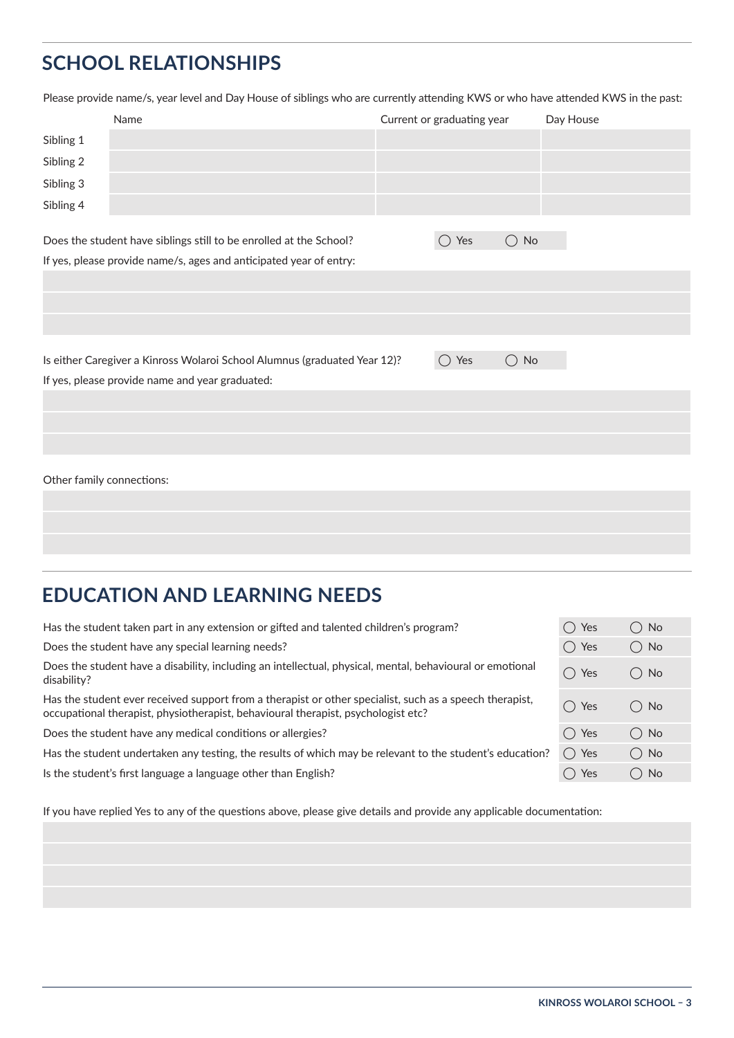## SCHOOL RELATIONSHIPS

Please provide name/s, year level and Day House of siblings who are currently attending KWS or who have attended KWS in the past:

| | Name | Current or graduating year | Day House |
|---|---|---|---|
| Sibling 1 | | | |
| Sibling 2 | | | |
| Sibling 3 | | | |
| Sibling 4 | | | |

Does the student have siblings still to be enrolled at the School? ◯ Yes ◯ No

If yes, please provide name/s, ages and anticipated year of entry:

Is either Caregiver a Kinross Wolaroi School Alumnus (graduated Year 12)? ◯ Yes ◯ No

If yes, please provide name and year graduated:

Other family connections:

## EDUCATION AND LEARNING NEEDS

| | | |
|---|---|---|
| Has the student taken part in any extension or gifted and talented children's program? | ◯ Yes | ◯ No |
| Does the student have any special learning needs? | ◯ Yes | ◯ No |
| Does the student have a disability, including an intellectual, physical, mental, behavioural or emotional disability? | ◯ Yes | ◯ No |
| Has the student ever received support from a therapist or other specialist, such as a speech therapist, occupational therapist, physiotherapist, behavioural therapist, psychologist etc? | ◯ Yes | ◯ No |
| Does the student have any medical conditions or allergies? | ◯ Yes | ◯ No |
| Has the student undertaken any testing, the results of which may be relevant to the student's education? | ◯ Yes | ◯ No |
| Is the student's first language a language other than English? | ◯ Yes | ◯ No |

If you have replied Yes to any of the questions above, please give details and provide any applicable documentation: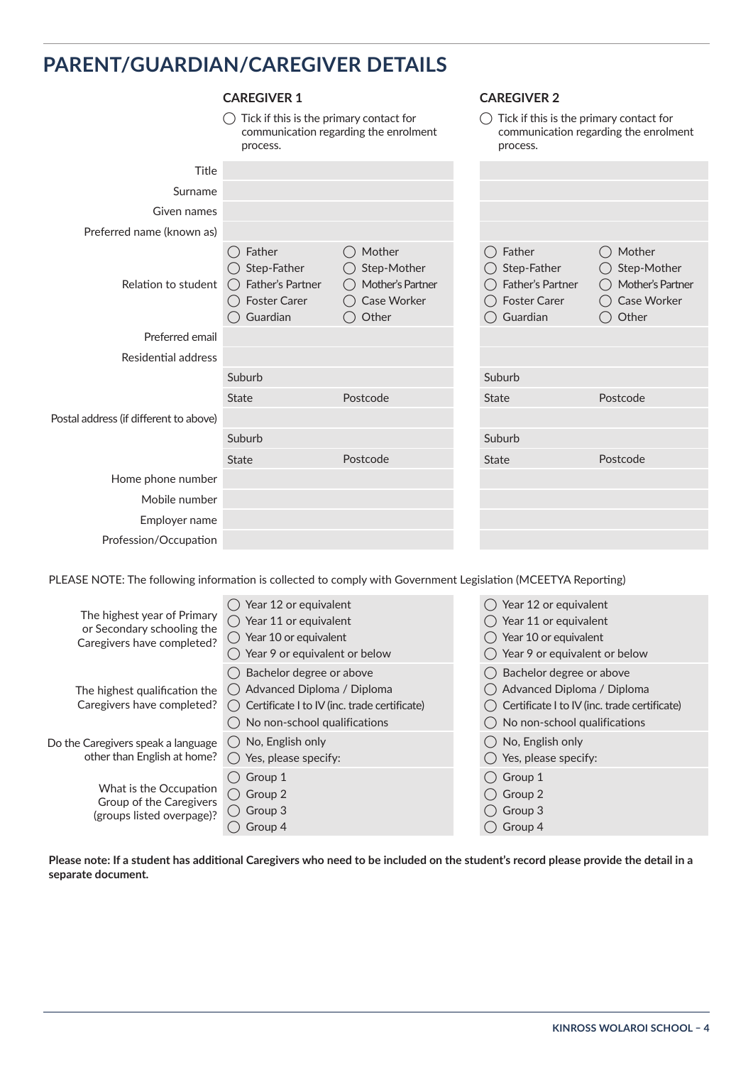# PARENT/GUARDIAN/CAREGIVER DETAILS

| | CAREGIVER 1 | CAREGIVER 2 |
|---|---|---|
| | ◯ Tick if this is the primary contact for communication regarding the enrolment process. | ◯ Tick if this is the primary contact for communication regarding the enrolment process. |
| Title | | |
| Surname | | |
| Given names | | |
| Preferred name (known as) | | |
| Relation to student | ◯ Father ◯ Mother ◯ Step-Father ◯ Step-Mother ◯ Father's Partner ◯ Mother's Partner ◯ Foster Carer ◯ Case Worker ◯ Guardian ◯ Other | ◯ Father ◯ Mother ◯ Step-Father ◯ Step-Mother ◯ Father's Partner ◯ Mother's Partner ◯ Foster Carer ◯ Case Worker ◯ Guardian ◯ Other |
| Preferred email | | |
| Residential address | | |
| | Suburb | Suburb |
| | State Postcode | State Postcode |
| Postal address (if different to above) | | |
| | Suburb | Suburb |
| | State Postcode | State Postcode |
| Home phone number | | |
| Mobile number | | |
| Employer name | | |
| Profession/Occupation | | |

PLEASE NOTE: The following information is collected to comply with Government Legislation (MCEETYA Reporting)

| | Caregiver 1 | Caregiver 2 |
|---|---|---|
| The highest year of Primary or Secondary schooling the Caregivers have completed? | ◯ Year 12 or equivalent ◯ Year 11 or equivalent ◯ Year 10 or equivalent ◯ Year 9 or equivalent or below | ◯ Year 12 or equivalent ◯ Year 11 or equivalent ◯ Year 10 or equivalent ◯ Year 9 or equivalent or below |
| The highest qualification the Caregivers have completed? | ◯ Bachelor degree or above ◯ Advanced Diploma / Diploma ◯ Certificate I to IV (inc. trade certificate) ◯ No non-school qualifications | ◯ Bachelor degree or above ◯ Advanced Diploma / Diploma ◯ Certificate I to IV (inc. trade certificate) ◯ No non-school qualifications |
| Do the Caregivers speak a language other than English at home? | ◯ No, English only ◯ Yes, please specify: | ◯ No, English only ◯ Yes, please specify: |
| What is the Occupation Group of the Caregivers (groups listed overpage)? | ◯ Group 1 ◯ Group 2 ◯ Group 3 ◯ Group 4 | ◯ Group 1 ◯ Group 2 ◯ Group 3 ◯ Group 4 |

**Please note: If a student has additional Caregivers who need to be included on the student's record please provide the detail in a separate document.**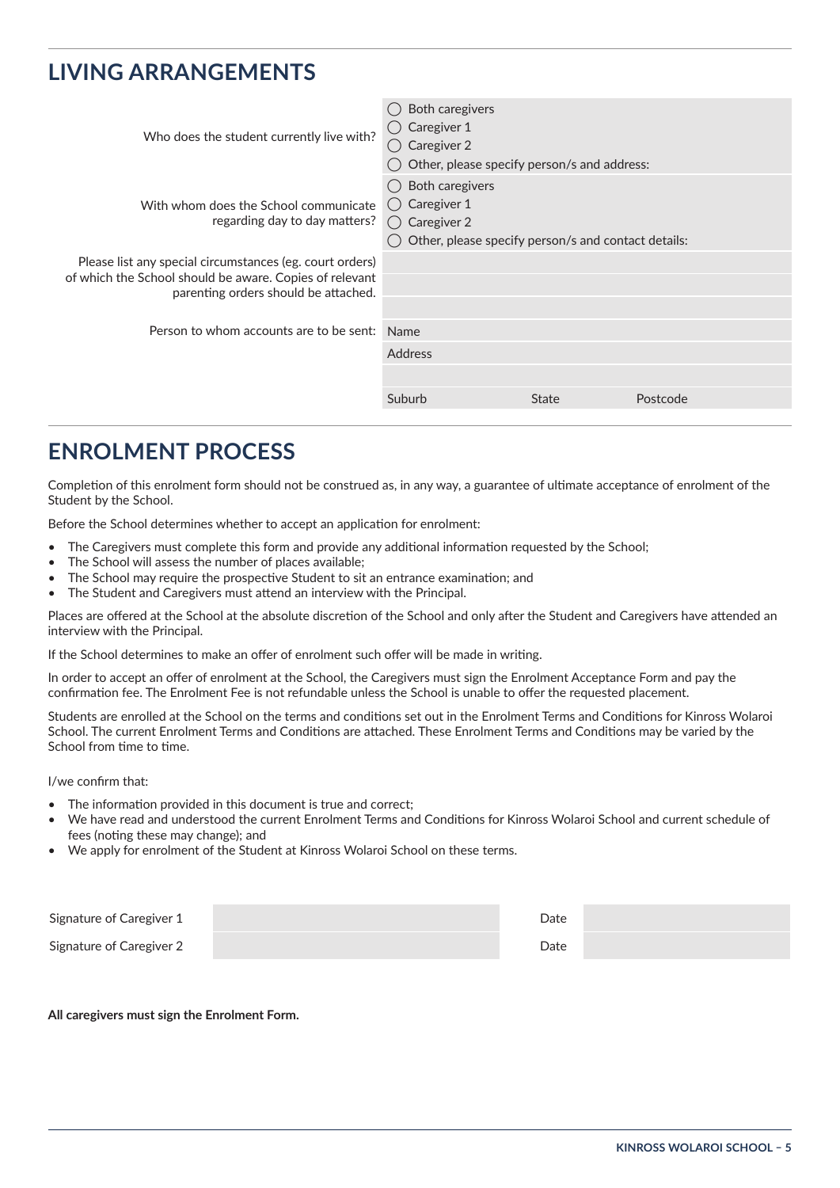## LIVING ARRANGEMENTS

| | |
|---|---|
| Who does the student currently live with? | ◯ Both caregivers<br>◯ Caregiver 1<br>◯ Caregiver 2<br>◯ Other, please specify person/s and address: |
| With whom does the School communicate regarding day to day matters? | ◯ Both caregivers<br>◯ Caregiver 1<br>◯ Caregiver 2<br>◯ Other, please specify person/s and contact details: |
| Please list any special circumstances (eg. court orders) of which the School should be aware. Copies of relevant parenting orders should be attached. | |
| Person to whom accounts are to be sent: | Name |
| | Address |
| | |
| | Suburb State Postcode |

## ENROLMENT PROCESS

Completion of this enrolment form should not be construed as, in any way, a guarantee of ultimate acceptance of enrolment of the Student by the School.

Before the School determines whether to accept an application for enrolment:

- The Caregivers must complete this form and provide any additional information requested by the School;
- The School will assess the number of places available;
- The School may require the prospective Student to sit an entrance examination; and
- The Student and Caregivers must attend an interview with the Principal.

Places are offered at the School at the absolute discretion of the School and only after the Student and Caregivers have attended an interview with the Principal.

If the School determines to make an offer of enrolment such offer will be made in writing.

In order to accept an offer of enrolment at the School, the Caregivers must sign the Enrolment Acceptance Form and pay the confirmation fee. The Enrolment Fee is not refundable unless the School is unable to offer the requested placement.

Students are enrolled at the School on the terms and conditions set out in the Enrolment Terms and Conditions for Kinross Wolaroi School. The current Enrolment Terms and Conditions are attached. These Enrolment Terms and Conditions may be varied by the School from time to time.

I/we confirm that:

- The information provided in this document is true and correct;
- We have read and understood the current Enrolment Terms and Conditions for Kinross Wolaroi School and current schedule of fees (noting these may change); and
- We apply for enrolment of the Student at Kinross Wolaroi School on these terms.

| | | | |
|---|---|---|---|
| Signature of Caregiver 1 | | Date | |
| Signature of Caregiver 2 | | Date | |

**All caregivers must sign the Enrolment Form.**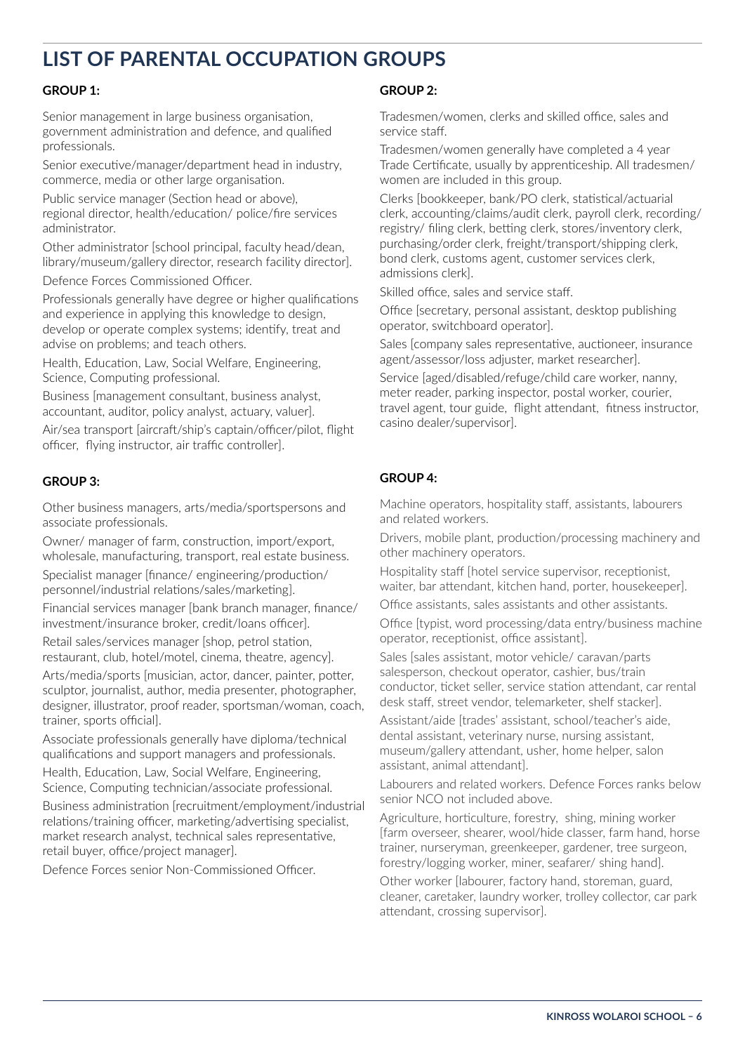# LIST OF PARENTAL OCCUPATION GROUPS

## GROUP 1:

Senior management in large business organisation, government administration and defence, and qualified professionals.

Senior executive/manager/department head in industry, commerce, media or other large organisation.

Public service manager (Section head or above), regional director, health/education/ police/fire services administrator.

Other administrator [school principal, faculty head/dean, library/museum/gallery director, research facility director].

Defence Forces Commissioned Officer.

Professionals generally have degree or higher qualifications and experience in applying this knowledge to design, develop or operate complex systems; identify, treat and advise on problems; and teach others.

Health, Education, Law, Social Welfare, Engineering, Science, Computing professional.

Business [management consultant, business analyst, accountant, auditor, policy analyst, actuary, valuer].

Air/sea transport [aircraft/ship's captain/officer/pilot, flight officer, flying instructor, air traffic controller].

## GROUP 2:

Tradesmen/women, clerks and skilled office, sales and service staff.

Tradesmen/women generally have completed a 4 year Trade Certificate, usually by apprenticeship. All tradesmen/ women are included in this group.

Clerks [bookkeeper, bank/PO clerk, statistical/actuarial clerk, accounting/claims/audit clerk, payroll clerk, recording/ registry/ filing clerk, betting clerk, stores/inventory clerk, purchasing/order clerk, freight/transport/shipping clerk, bond clerk, customs agent, customer services clerk, admissions clerk].

Skilled office, sales and service staff.

Office [secretary, personal assistant, desktop publishing operator, switchboard operator].

Sales [company sales representative, auctioneer, insurance agent/assessor/loss adjuster, market researcher].

Service [aged/disabled/refuge/child care worker, nanny, meter reader, parking inspector, postal worker, courier, travel agent, tour guide, flight attendant, fitness instructor, casino dealer/supervisor].

## GROUP 3:

Other business managers, arts/media/sportspersons and associate professionals.

Owner/ manager of farm, construction, import/export, wholesale, manufacturing, transport, real estate business.

Specialist manager [finance/ engineering/production/ personnel/industrial relations/sales/marketing].

Financial services manager [bank branch manager, finance/ investment/insurance broker, credit/loans officer].

Retail sales/services manager [shop, petrol station, restaurant, club, hotel/motel, cinema, theatre, agency].

Arts/media/sports [musician, actor, dancer, painter, potter, sculptor, journalist, author, media presenter, photographer, designer, illustrator, proof reader, sportsman/woman, coach, trainer, sports official].

Associate professionals generally have diploma/technical qualifications and support managers and professionals.

Health, Education, Law, Social Welfare, Engineering, Science, Computing technician/associate professional.

Business administration [recruitment/employment/industrial relations/training officer, marketing/advertising specialist, market research analyst, technical sales representative, retail buyer, office/project manager].

Defence Forces senior Non-Commissioned Officer.

## GROUP 4:

Machine operators, hospitality staff, assistants, labourers and related workers.

Drivers, mobile plant, production/processing machinery and other machinery operators.

Hospitality staff [hotel service supervisor, receptionist, waiter, bar attendant, kitchen hand, porter, housekeeper].

Office assistants, sales assistants and other assistants.

Office [typist, word processing/data entry/business machine operator, receptionist, office assistant].

Sales [sales assistant, motor vehicle/ caravan/parts salesperson, checkout operator, cashier, bus/train conductor, ticket seller, service station attendant, car rental desk staff, street vendor, telemarketer, shelf stacker].

Assistant/aide [trades' assistant, school/teacher's aide, dental assistant, veterinary nurse, nursing assistant, museum/gallery attendant, usher, home helper, salon assistant, animal attendant].

Labourers and related workers. Defence Forces ranks below senior NCO not included above.

Agriculture, horticulture, forestry, shing, mining worker [farm overseer, shearer, wool/hide classer, farm hand, horse trainer, nurseryman, greenkeeper, gardener, tree surgeon, forestry/logging worker, miner, seafarer/ shing hand].

Other worker [labourer, factory hand, storeman, guard, cleaner, caretaker, laundry worker, trolley collector, car park attendant, crossing supervisor].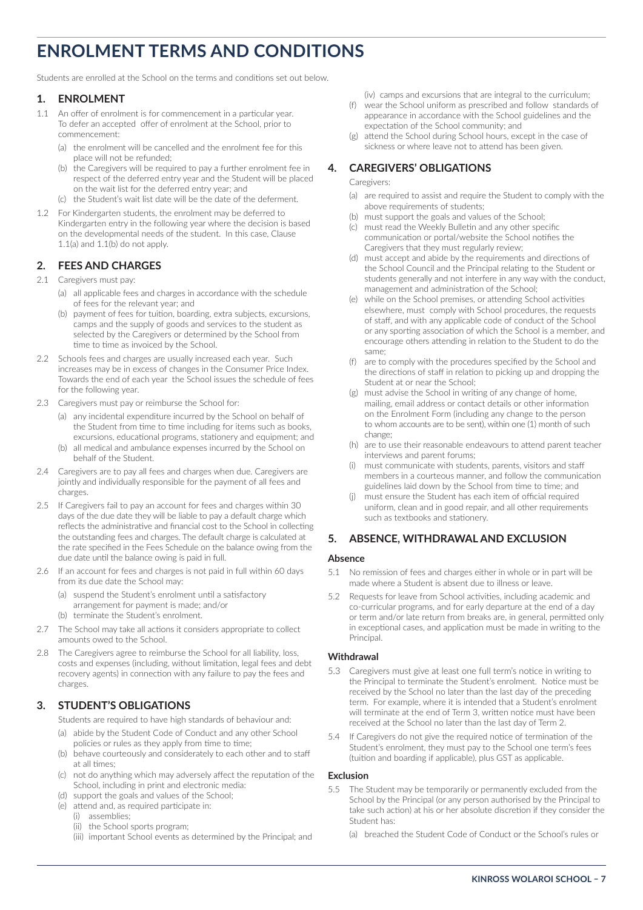# ENROLMENT TERMS AND CONDITIONS

Students are enrolled at the School on the terms and conditions set out below.

## 1. ENROLMENT

1.1 An offer of enrolment is for commencement in a particular year. To defer an accepted offer of enrolment at the School, prior to commencement:

- (a) the enrolment will be cancelled and the enrolment fee for this place will not be refunded;
- (b) the Caregivers will be required to pay a further enrolment fee in respect of the deferred entry year and the Student will be placed on the wait list for the deferred entry year; and
- (c) the Student's wait list date will be the date of the deferment.

1.2 For Kindergarten students, the enrolment may be deferred to Kindergarten entry in the following year where the decision is based on the developmental needs of the student. In this case, Clause 1.1(a) and 1.1(b) do not apply.

## 2. FEES AND CHARGES

2.1 Caregivers must pay:

- (a) all applicable fees and charges in accordance with the schedule of fees for the relevant year; and
- (b) payment of fees for tuition, boarding, extra subjects, excursions, camps and the supply of goods and services to the student as selected by the Caregivers or determined by the School from time to time as invoiced by the School.

2.2 Schools fees and charges are usually increased each year. Such increases may be in excess of changes in the Consumer Price Index. Towards the end of each year the School issues the schedule of fees for the following year.

2.3 Caregivers must pay or reimburse the School for:

- (a) any incidental expenditure incurred by the School on behalf of the Student from time to time including for items such as books, excursions, educational programs, stationery and equipment; and
- (b) all medical and ambulance expenses incurred by the School on behalf of the Student.

2.4 Caregivers are to pay all fees and charges when due. Caregivers are jointly and individually responsible for the payment of all fees and charges.

2.5 If Caregivers fail to pay an account for fees and charges within 30 days of the due date they will be liable to pay a default charge which reflects the administrative and financial cost to the School in collecting the outstanding fees and charges. The default charge is calculated at the rate specified in the Fees Schedule on the balance owing from the due date until the balance owing is paid in full.

2.6 If an account for fees and charges is not paid in full within 60 days from its due date the School may:

- (a) suspend the Student's enrolment until a satisfactory arrangement for payment is made; and/or
- (b) terminate the Student's enrolment.

2.7 The School may take all actions it considers appropriate to collect amounts owed to the School.

2.8 The Caregivers agree to reimburse the School for all liability, loss, costs and expenses (including, without limitation, legal fees and debt recovery agents) in connection with any failure to pay the fees and charges.

## 3. STUDENT'S OBLIGATIONS

Students are required to have high standards of behaviour and:

- (a) abide by the Student Code of Conduct and any other School policies or rules as they apply from time to time;
- (b) behave courteously and considerately to each other and to staff at all times;
- (c) not do anything which may adversely affect the reputation of the School, including in print and electronic media:
- (d) support the goals and values of the School;
- (e) attend and, as required participate in:
  - (i) assemblies;
  - (ii) the School sports program;
  - (iii) important School events as determined by the Principal; and
  - (iv) camps and excursions that are integral to the curriculum;
- (f) wear the School uniform as prescribed and follow standards of appearance in accordance with the School guidelines and the expectation of the School community; and
- (g) attend the School during School hours, except in the case of sickness or where leave not to attend has been given.

## 4. CAREGIVERS' OBLIGATIONS

Caregivers:

- (a) are required to assist and require the Student to comply with the above requirements of students;
- (b) must support the goals and values of the School;
- (c) must read the Weekly Bulletin and any other specific communication or portal/website the School notifies the Caregivers that they must regularly review;
- (d) must accept and abide by the requirements and directions of the School Council and the Principal relating to the Student or students generally and not interfere in any way with the conduct, management and administration of the School;
- (e) while on the School premises, or attending School activities elsewhere, must comply with School procedures, the requests of staff, and with any applicable code of conduct of the School or any sporting association of which the School is a member, and encourage others attending in relation to the Student to do the same;
- (f) are to comply with the procedures specified by the School and the directions of staff in relation to picking up and dropping the Student at or near the School;
- (g) must advise the School in writing of any change of home, mailing, email address or contact details or other information on the Enrolment Form (including any change to the person to whom accounts are to be sent), within one (1) month of such change;
- (h) are to use their reasonable endeavours to attend parent teacher interviews and parent forums;
- (i) must communicate with students, parents, visitors and staff members in a courteous manner, and follow the communication guidelines laid down by the School from time to time; and
- (j) must ensure the Student has each item of official required uniform, clean and in good repair, and all other requirements such as textbooks and stationery.

## 5. ABSENCE, WITHDRAWAL AND EXCLUSION

### Absence

5.1 No remission of fees and charges either in whole or in part will be made where a Student is absent due to illness or leave.

5.2 Requests for leave from School activities, including academic and co-curricular programs, and for early departure at the end of a day or term and/or late return from breaks are, in general, permitted only in exceptional cases, and application must be made in writing to the Principal.

### Withdrawal

5.3 Caregivers must give at least one full term's notice in writing to the Principal to terminate the Student's enrolment. Notice must be received by the School no later than the last day of the preceding term. For example, where it is intended that a Student's enrolment will terminate at the end of Term 3, written notice must have been received at the School no later than the last day of Term 2.

5.4 If Caregivers do not give the required notice of termination of the Student's enrolment, they must pay to the School one term's fees (tuition and boarding if applicable), plus GST as applicable.

### Exclusion

5.5 The Student may be temporarily or permanently excluded from the School by the Principal (or any person authorised by the Principal to take such action) at his or her absolute discretion if they consider the Student has:

- (a) breached the Student Code of Conduct or the School's rules or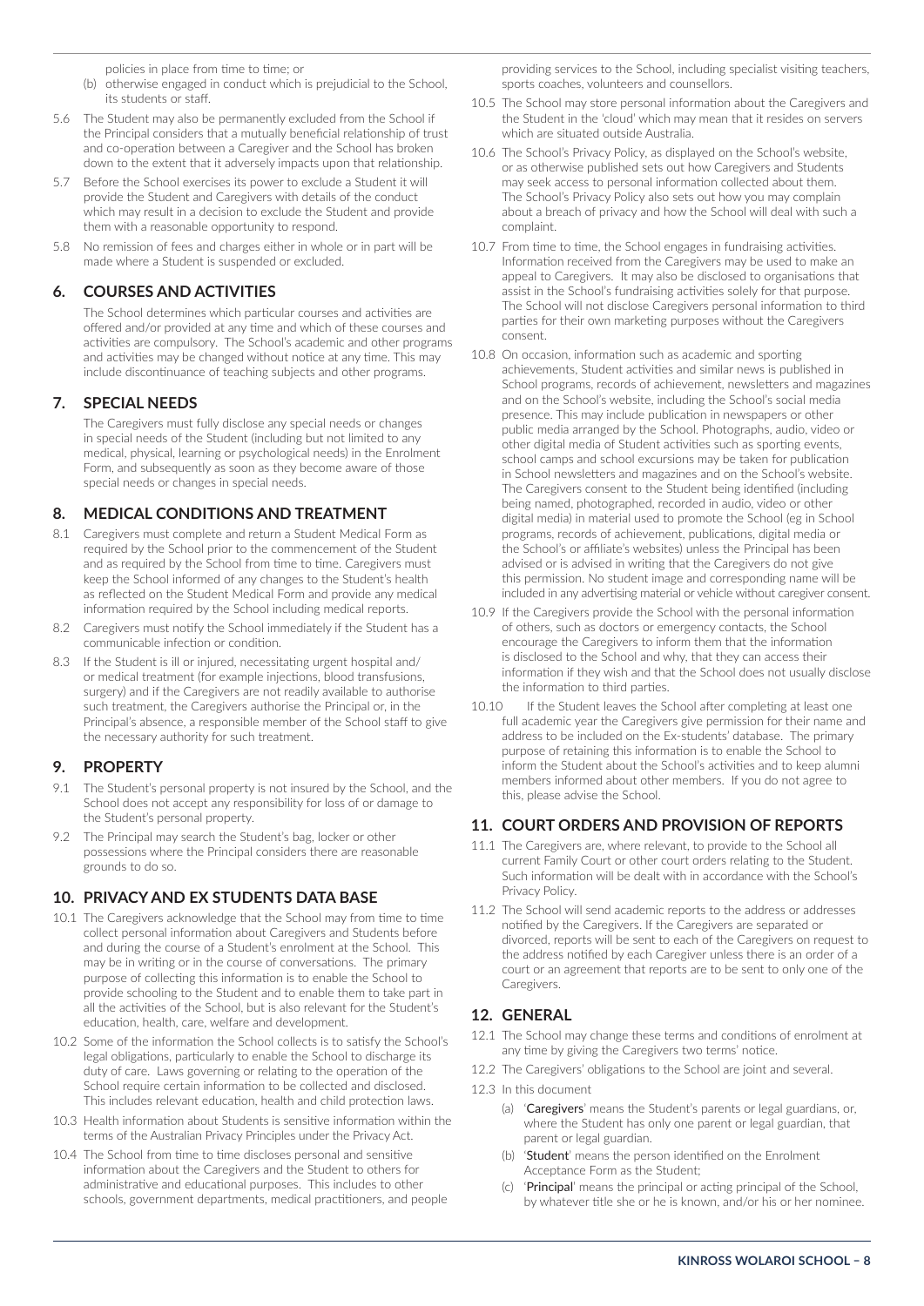policies in place from time to time; or

(b) otherwise engaged in conduct which is prejudicial to the School, its students or staff.

5.6 The Student may also be permanently excluded from the School if the Principal considers that a mutually beneficial relationship of trust and co-operation between a Caregiver and the School has broken down to the extent that it adversely impacts upon that relationship.

5.7 Before the School exercises its power to exclude a Student it will provide the Student and Caregivers with details of the conduct which may result in a decision to exclude the Student and provide them with a reasonable opportunity to respond.

5.8 No remission of fees and charges either in whole or in part will be made where a Student is suspended or excluded.

## 6. COURSES AND ACTIVITIES

The School determines which particular courses and activities are offered and/or provided at any time and which of these courses and activities are compulsory. The School's academic and other programs and activities may be changed without notice at any time. This may include discontinuance of teaching subjects and other programs.

## 7. SPECIAL NEEDS

The Caregivers must fully disclose any special needs or changes in special needs of the Student (including but not limited to any medical, physical, learning or psychological needs) in the Enrolment Form, and subsequently as soon as they become aware of those special needs or changes in special needs.

## 8. MEDICAL CONDITIONS AND TREATMENT

8.1 Caregivers must complete and return a Student Medical Form as required by the School prior to the commencement of the Student and as required by the School from time to time. Caregivers must keep the School informed of any changes to the Student's health as reflected on the Student Medical Form and provide any medical information required by the School including medical reports.

8.2 Caregivers must notify the School immediately if the Student has a communicable infection or condition.

8.3 If the Student is ill or injured, necessitating urgent hospital and/or medical treatment (for example injections, blood transfusions, surgery) and if the Caregivers are not readily available to authorise such treatment, the Caregivers authorise the Principal or, in the Principal's absence, a responsible member of the School staff to give the necessary authority for such treatment.

## 9. PROPERTY

9.1 The Student's personal property is not insured by the School, and the School does not accept any responsibility for loss of or damage to the Student's personal property.

9.2 The Principal may search the Student's bag, locker or other possessions where the Principal considers there are reasonable grounds to do so.

## 10. PRIVACY AND EX STUDENTS DATA BASE

10.1 The Caregivers acknowledge that the School may from time to time collect personal information about Caregivers and Students before and during the course of a Student's enrolment at the School. This may be in writing or in the course of conversations. The primary purpose of collecting this information is to enable the School to provide schooling to the Student and to enable them to take part in all the activities of the School, but is also relevant for the Student's education, health, care, welfare and development.

10.2 Some of the information the School collects is to satisfy the School's legal obligations, particularly to enable the School to discharge its duty of care. Laws governing or relating to the operation of the School require certain information to be collected and disclosed. This includes relevant education, health and child protection laws.

10.3 Health information about Students is sensitive information within the terms of the Australian Privacy Principles under the Privacy Act.

10.4 The School from time to time discloses personal and sensitive information about the Caregivers and the Student to others for administrative and educational purposes. This includes to other schools, government departments, medical practitioners, and people providing services to the School, including specialist visiting teachers, sports coaches, volunteers and counsellors.

10.5 The School may store personal information about the Caregivers and the Student in the 'cloud' which may mean that it resides on servers which are situated outside Australia.

10.6 The School's Privacy Policy, as displayed on the School's website, or as otherwise published sets out how Caregivers and Students may seek access to personal information collected about them. The School's Privacy Policy also sets out how you may complain about a breach of privacy and how the School will deal with such a complaint.

10.7 From time to time, the School engages in fundraising activities. Information received from the Caregivers may be used to make an appeal to Caregivers. It may also be disclosed to organisations that assist in the School's fundraising activities solely for that purpose. The School will not disclose Caregivers personal information to third parties for their own marketing purposes without the Caregivers consent.

10.8 On occasion, information such as academic and sporting achievements, Student activities and similar news is published in School programs, records of achievement, newsletters and magazines and on the School's website, including the School's social media presence. This may include publication in newspapers or other public media arranged by the School. Photographs, audio, video or other digital media of Student activities such as sporting events, school camps and school excursions may be taken for publication in School newsletters and magazines and on the School's website. The Caregivers consent to the Student being identified (including being named, photographed, recorded in audio, video or other digital media) in material used to promote the School (eg in School programs, records of achievement, publications, digital media or the School's or affiliate's websites) unless the Principal has been advised or is advised in writing that the Caregivers do not give this permission. No student image and corresponding name will be included in any advertising material or vehicle without caregiver consent.

10.9 If the Caregivers provide the School with the personal information of others, such as doctors or emergency contacts, the School encourage the Caregivers to inform them that the information is disclosed to the School and why, that they can access their information if they wish and that the School does not usually disclose the information to third parties.

10.10 If the Student leaves the School after completing at least one full academic year the Caregivers give permission for their name and address to be included on the Ex-students' database. The primary purpose of retaining this information is to enable the School to inform the Student about the School's activities and to keep alumni members informed about other members. If you do not agree to this, please advise the School.

## 11. COURT ORDERS AND PROVISION OF REPORTS

11.1 The Caregivers are, where relevant, to provide to the School all current Family Court or other court orders relating to the Student. Such information will be dealt with in accordance with the School's Privacy Policy.

11.2 The School will send academic reports to the address or addresses notified by the Caregivers. If the Caregivers are separated or divorced, reports will be sent to each of the Caregivers on request to the address notified by each Caregiver unless there is an order of a court or an agreement that reports are to be sent to only one of the Caregivers.

## 12. GENERAL

12.1 The School may change these terms and conditions of enrolment at any time by giving the Caregivers two terms' notice.

12.2 The Caregivers' obligations to the School are joint and several.

12.3 In this document

(a) '**Caregivers**' means the Student's parents or legal guardians, or, where the Student has only one parent or legal guardian, that parent or legal guardian.

(b) '**Student**' means the person identified on the Enrolment Acceptance Form as the Student;

(c) '**Principal**' means the principal or acting principal of the School, by whatever title she or he is known, and/or his or her nominee.